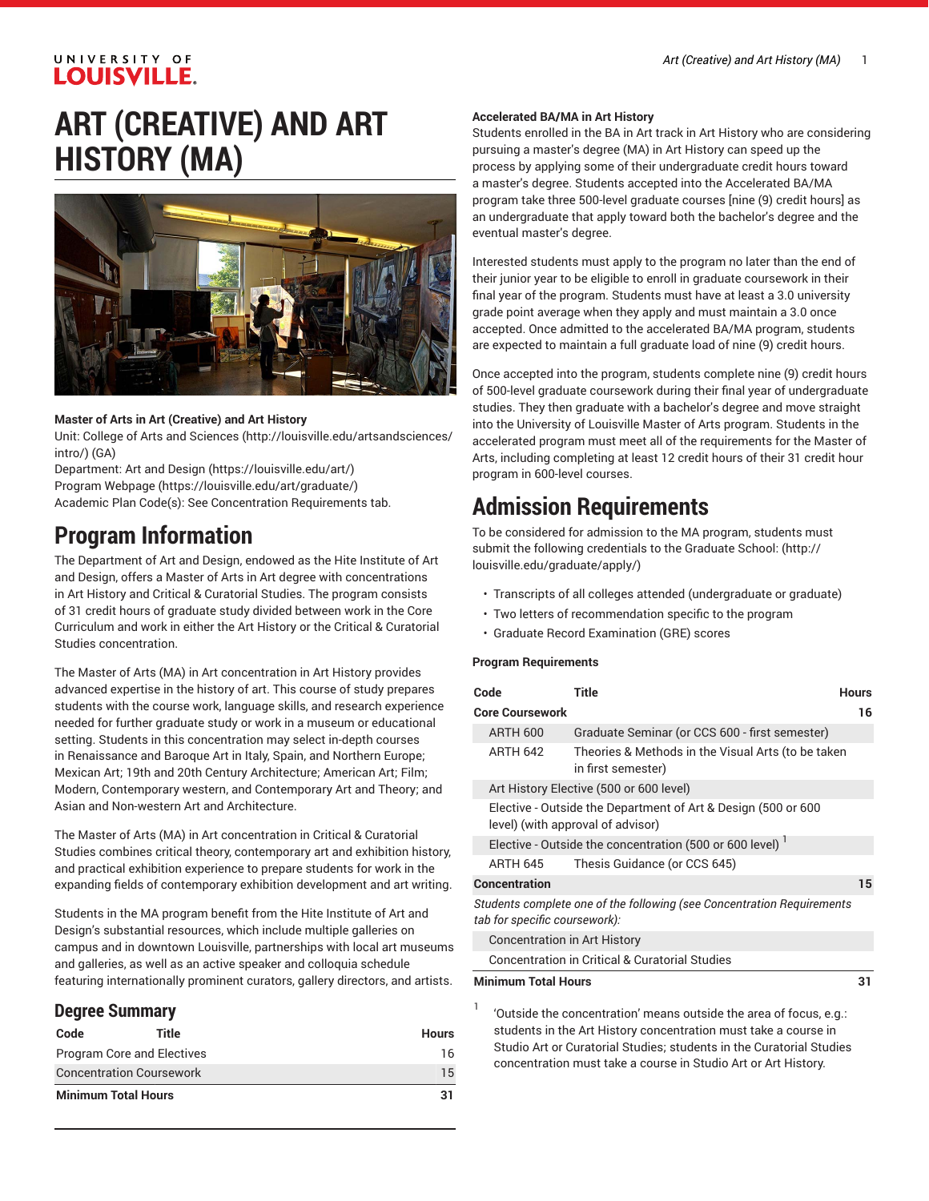# ART (CREATIVE) AND ART HISTORY (MA)

**Master of Arts in Art (Creative) and Art History**

Unit: College of Arts and Sciences (http://louisville.edu/artsandsciences/intro/) (GA)

Department: Art and Design (https://louisville.edu/art/)

Program Webpage (https://louisville.edu/art/graduate/)

Academic Plan Code(s): See Concentration Requirements tab.

## Program Information

The Department of Art and Design, endowed as the Hite Institute of Art and Design, offers a Master of Arts in Art degree with concentrations in Art History and Critical & Curatorial Studies. The program consists of 31 credit hours of graduate study divided between work in the Core Curriculum and work in either the Art History or the Critical & Curatorial Studies concentration.

The Master of Arts (MA) in Art concentration in Art History provides advanced expertise in the history of art. This course of study prepares students with the course work, language skills, and research experience needed for further graduate study or work in a museum or educational setting. Students in this concentration may select in-depth courses in Renaissance and Baroque Art in Italy, Spain, and Northern Europe; Mexican Art; 19th and 20th Century Architecture; American Art; Film; Modern, Contemporary western, and Contemporary Art and Theory; and Asian and Non-western Art and Architecture.

The Master of Arts (MA) in Art concentration in Critical & Curatorial Studies combines critical theory, contemporary art and exhibition history, and practical exhibition experience to prepare students for work in the expanding fields of contemporary exhibition development and art writing.

Students in the MA program benefit from the Hite Institute of Art and Design's substantial resources, which include multiple galleries on campus and in downtown Louisville, partnerships with local art museums and galleries, as well as an active speaker and colloquia schedule featuring internationally prominent curators, gallery directors, and artists.

## Degree Summary

| Code | Title | Hours |
|---|---|---|
| Program Core and Electives | | 16 |
| Concentration Coursework | | 15 |
| **Minimum Total Hours** | | **31** |

**Accelerated BA/MA in Art History**

Students enrolled in the BA in Art track in Art History who are considering pursuing a master's degree (MA) in Art History can speed up the process by applying some of their undergraduate credit hours toward a master's degree. Students accepted into the Accelerated BA/MA program take three 500-level graduate courses [nine (9) credit hours] as an undergraduate that apply toward both the bachelor's degree and the eventual master's degree.

Interested students must apply to the program no later than the end of their junior year to be eligible to enroll in graduate coursework in their final year of the program. Students must have at least a 3.0 university grade point average when they apply and must maintain a 3.0 once accepted. Once admitted to the accelerated BA/MA program, students are expected to maintain a full graduate load of nine (9) credit hours.

Once accepted into the program, students complete nine (9) credit hours of 500-level graduate coursework during their final year of undergraduate studies. They then graduate with a bachelor's degree and move straight into the University of Louisville Master of Arts program. Students in the accelerated program must meet all of the requirements for the Master of Arts, including completing at least 12 credit hours of their 31 credit hour program in 600-level courses.

## Admission Requirements

To be considered for admission to the MA program, students must submit the following credentials to the Graduate School: (http://louisville.edu/graduate/apply/)

- Transcripts of all colleges attended (undergraduate or graduate)
- Two letters of recommendation specific to the program
- Graduate Record Examination (GRE) scores

**Program Requirements**

| Code | Title | Hours |
|---|---|---|
| **Core Coursework** | | **16** |
| ARTH 600 | Graduate Seminar (or CCS 600 - first semester) | |
| ARTH 642 | Theories & Methods in the Visual Arts (to be taken in first semester) | |
| Art History Elective (500 or 600 level) | | |
| Elective - Outside the Department of Art & Design (500 or 600 level) (with approval of advisor) | | |
| Elective - Outside the concentration (500 or 600 level) [1] | | |
| ARTH 645 | Thesis Guidance (or CCS 645) | |
| **Concentration** | | **15** |
| *Students complete one of the following (see Concentration Requirements tab for specific coursework):* | | |
| Concentration in Art History | | |
| Concentration in Critical & Curatorial Studies | | |
| **Minimum Total Hours** | | **31** |

[1] 'Outside the concentration' means outside the area of focus, e.g.: students in the Art History concentration must take a course in Studio Art or Curatorial Studies; students in the Curatorial Studies concentration must take a course in Studio Art or Art History.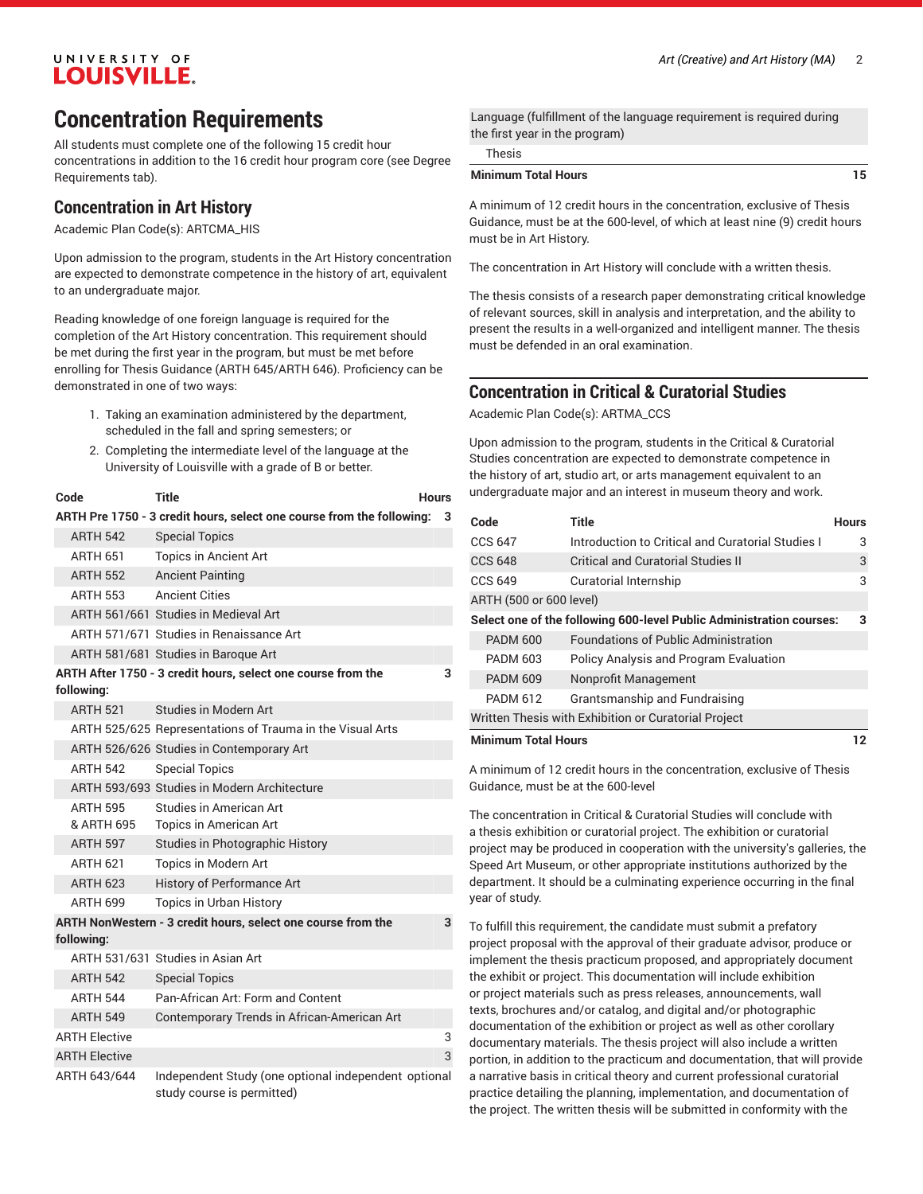# Concentration Requirements

All students must complete one of the following 15 credit hour concentrations in addition to the 16 credit hour program core (see Degree Requirements tab).

## Concentration in Art History

Academic Plan Code(s): ARTCMA_HIS

Upon admission to the program, students in the Art History concentration are expected to demonstrate competence in the history of art, equivalent to an undergraduate major.

Reading knowledge of one foreign language is required for the completion of the Art History concentration. This requirement should be met during the first year in the program, but must be met before enrolling for Thesis Guidance (ARTH 645/ARTH 646). Proficiency can be demonstrated in one of two ways:

1. Taking an examination administered by the department, scheduled in the fall and spring semesters; or
2. Completing the intermediate level of the language at the University of Louisville with a grade of B or better.

| Code | Title | Hours |
|---|---|---|
| **ARTH Pre 1750 - 3 credit hours, select one course from the following:** | | **3** |
| ARTH 542 | Special Topics | |
| ARTH 651 | Topics in Ancient Art | |
| ARTH 552 | Ancient Painting | |
| ARTH 553 | Ancient Cities | |
| ARTH 561/661 | Studies in Medieval Art | |
| ARTH 571/671 | Studies in Renaissance Art | |
| ARTH 581/681 | Studies in Baroque Art | |
| **ARTH After 1750 - 3 credit hours, select one course from the following:** | | **3** |
| ARTH 521 | Studies in Modern Art | |
| ARTH 525/625 | Representations of Trauma in the Visual Arts | |
| ARTH 526/626 | Studies in Contemporary Art | |
| ARTH 542 | Special Topics | |
| ARTH 593/693 | Studies in Modern Architecture | |
| ARTH 595 & ARTH 695 | Studies in American Art and Topics in American Art | |
| ARTH 597 | Studies in Photographic History | |
| ARTH 621 | Topics in Modern Art | |
| ARTH 623 | History of Performance Art | |
| ARTH 699 | Topics in Urban History | |
| **ARTH NonWestern - 3 credit hours, select one course from the following:** | | **3** |
| ARTH 531/631 | Studies in Asian Art | |
| ARTH 542 | Special Topics | |
| ARTH 544 | Pan-African Art: Form and Content | |
| ARTH 549 | Contemporary Trends in African-American Art | |
| ARTH Elective | | 3 |
| ARTH Elective | | 3 |
| ARTH 643/644 | Independent Study (one optional independent study course is permitted) | optional |
| Language (fulfillment of the language requirement is required during the first year in the program) | | |
| Thesis | | |
| **Minimum Total Hours** | | **15** |

A minimum of 12 credit hours in the concentration, exclusive of Thesis Guidance, must be at the 600-level, of which at least nine (9) credit hours must be in Art History.

The concentration in Art History will conclude with a written thesis.

The thesis consists of a research paper demonstrating critical knowledge of relevant sources, skill in analysis and interpretation, and the ability to present the results in a well-organized and intelligent manner. The thesis must be defended in an oral examination.

## Concentration in Critical & Curatorial Studies

Academic Plan Code(s): ARTMA_CCS

Upon admission to the program, students in the Critical & Curatorial Studies concentration are expected to demonstrate competence in the history of art, studio art, or arts management equivalent to an undergraduate major and an interest in museum theory and work.

| Code | Title | Hours |
|---|---|---|
| CCS 647 | Introduction to Critical and Curatorial Studies I | 3 |
| CCS 648 | Critical and Curatorial Studies II | 3 |
| CCS 649 | Curatorial Internship | 3 |
| ARTH (500 or 600 level) | | |
| **Select one of the following 600-level Public Administration courses:** | | **3** |
| PADM 600 | Foundations of Public Administration | |
| PADM 603 | Policy Analysis and Program Evaluation | |
| PADM 609 | Nonprofit Management | |
| PADM 612 | Grantsmanship and Fundraising | |
| Written Thesis with Exhibition or Curatorial Project | | |
| **Minimum Total Hours** | | **12** |

A minimum of 12 credit hours in the concentration, exclusive of Thesis Guidance, must be at the 600-level

The concentration in Critical & Curatorial Studies will conclude with a thesis exhibition or curatorial project. The exhibition or curatorial project may be produced in cooperation with the university's galleries, the Speed Art Museum, or other appropriate institutions authorized by the department. It should be a culminating experience occurring in the final year of study.

To fulfill this requirement, the candidate must submit a prefatory project proposal with the approval of their graduate advisor, produce or implement the thesis practicum proposed, and appropriately document the exhibit or project. This documentation will include exhibition or project materials such as press releases, announcements, wall texts, brochures and/or catalog, and digital and/or photographic documentation of the exhibition or project as well as other corollary documentary materials. The thesis project will also include a written portion, in addition to the practicum and documentation, that will provide a narrative basis in critical theory and current professional curatorial practice detailing the planning, implementation, and documentation of the project. The written thesis will be submitted in conformity with the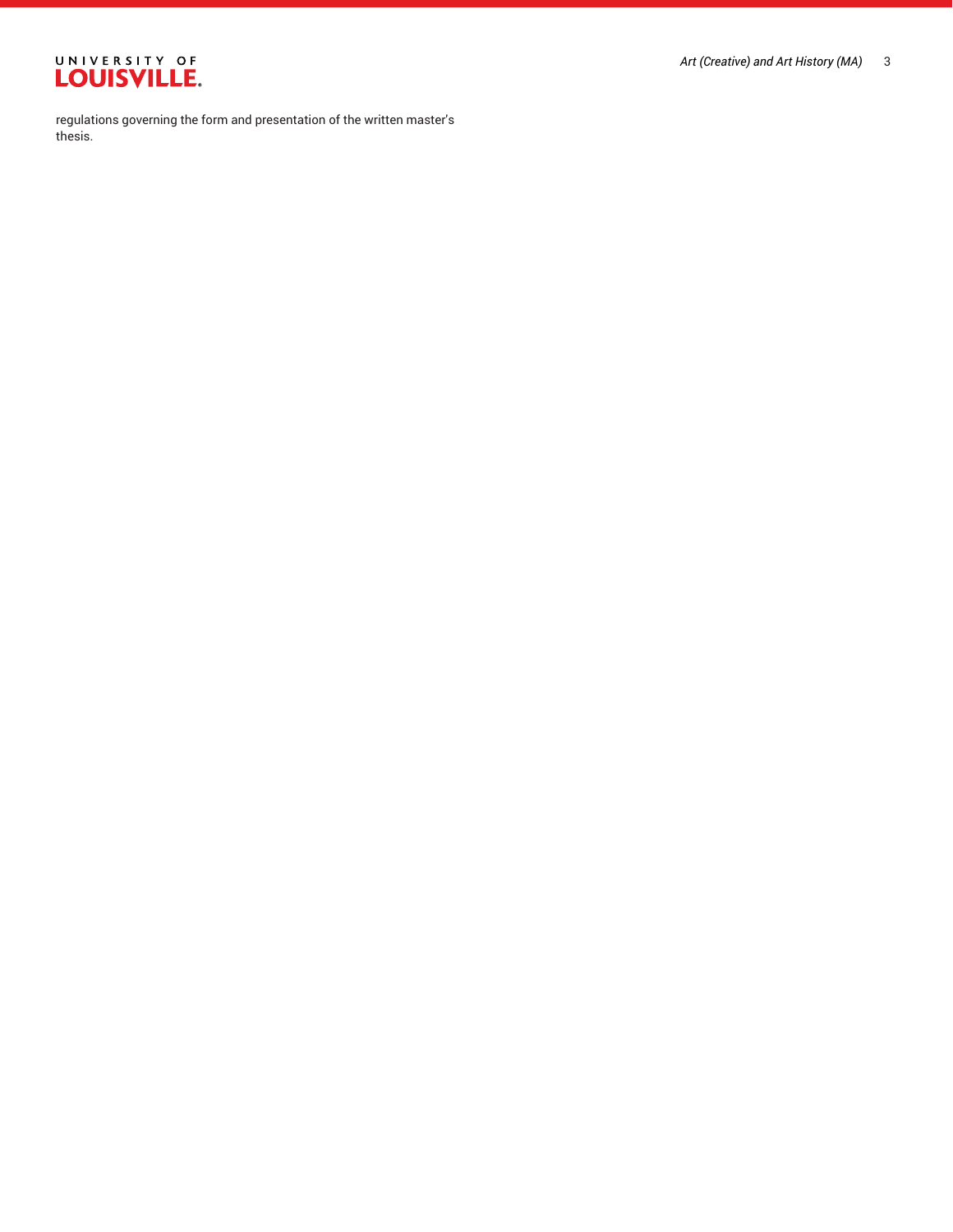regulations governing the form and presentation of the written master's thesis.